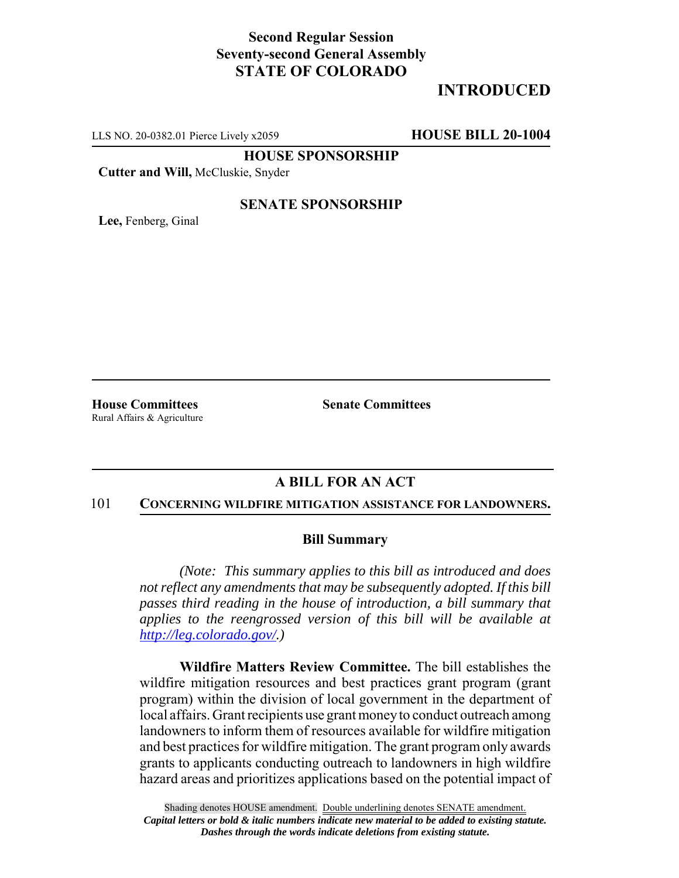**Second Regular Session**
**Seventy-second General Assembly**
**STATE OF COLORADO**

# INTRODUCED

LLS NO. 20-0382.01 Pierce Lively x2059 **HOUSE BILL 20-1004**

**HOUSE SPONSORSHIP**

**Cutter and Will,** McCluskie, Snyder

**SENATE SPONSORSHIP**

**Lee,** Fenberg, Ginal

**House Committees**
Rural Affairs & Agriculture

**Senate Committees**

## A BILL FOR AN ACT

101 **CONCERNING WILDFIRE MITIGATION ASSISTANCE FOR LANDOWNERS.**

### Bill Summary

*(Note: This summary applies to this bill as introduced and does not reflect any amendments that may be subsequently adopted. If this bill passes third reading in the house of introduction, a bill summary that applies to the reengrossed version of this bill will be available at http://leg.colorado.gov/.)*

**Wildfire Matters Review Committee.** The bill establishes the wildfire mitigation resources and best practices grant program (grant program) within the division of local government in the department of local affairs. Grant recipients use grant money to conduct outreach among landowners to inform them of resources available for wildfire mitigation and best practices for wildfire mitigation. The grant program only awards grants to applicants conducting outreach to landowners in high wildfire hazard areas and prioritizes applications based on the potential impact of

Shading denotes HOUSE amendment. Double underlining denotes SENATE amendment.
*Capital letters or bold & italic numbers indicate new material to be added to existing statute.*
*Dashes through the words indicate deletions from existing statute.*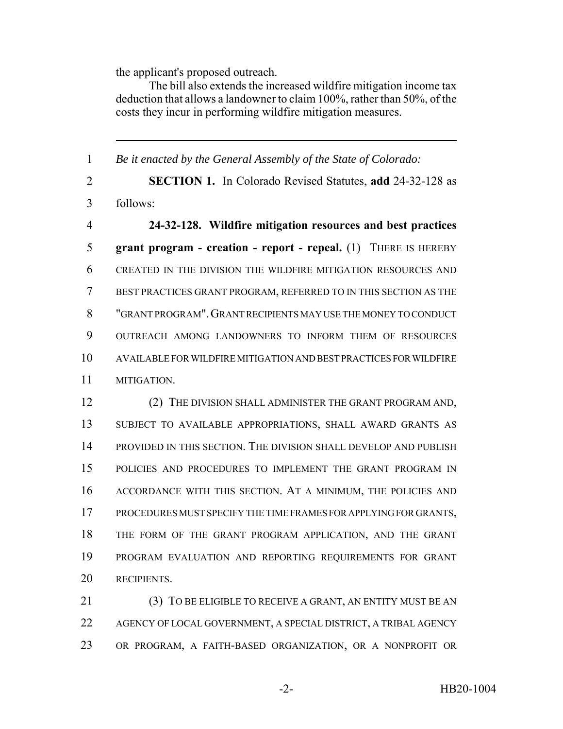the applicant's proposed outreach.

The bill also extends the increased wildfire mitigation income tax deduction that allows a landowner to claim 100%, rather than 50%, of the costs they incur in performing wildfire mitigation measures.

---

1 *Be it enacted by the General Assembly of the State of Colorado:*

2 **SECTION 1.** In Colorado Revised Statutes, **add** 24-32-128 as
3 follows:

4 **24-32-128. Wildfire mitigation resources and best practices**
5 **grant program - creation - report - repeal.** (1) THERE IS HEREBY
6 CREATED IN THE DIVISION THE WILDFIRE MITIGATION RESOURCES AND
7 BEST PRACTICES GRANT PROGRAM, REFERRED TO IN THIS SECTION AS THE
8 "GRANT PROGRAM". GRANT RECIPIENTS MAY USE THE MONEY TO CONDUCT
9 OUTREACH AMONG LANDOWNERS TO INFORM THEM OF RESOURCES
10 AVAILABLE FOR WILDFIRE MITIGATION AND BEST PRACTICES FOR WILDFIRE
11 MITIGATION.

12 (2) THE DIVISION SHALL ADMINISTER THE GRANT PROGRAM AND,
13 SUBJECT TO AVAILABLE APPROPRIATIONS, SHALL AWARD GRANTS AS
14 PROVIDED IN THIS SECTION. THE DIVISION SHALL DEVELOP AND PUBLISH
15 POLICIES AND PROCEDURES TO IMPLEMENT THE GRANT PROGRAM IN
16 ACCORDANCE WITH THIS SECTION. AT A MINIMUM, THE POLICIES AND
17 PROCEDURES MUST SPECIFY THE TIME FRAMES FOR APPLYING FOR GRANTS,
18 THE FORM OF THE GRANT PROGRAM APPLICATION, AND THE GRANT
19 PROGRAM EVALUATION AND REPORTING REQUIREMENTS FOR GRANT
20 RECIPIENTS.

21 (3) TO BE ELIGIBLE TO RECEIVE A GRANT, AN ENTITY MUST BE AN
22 AGENCY OF LOCAL GOVERNMENT, A SPECIAL DISTRICT, A TRIBAL AGENCY
23 OR PROGRAM, A FAITH-BASED ORGANIZATION, OR A NONPROFIT OR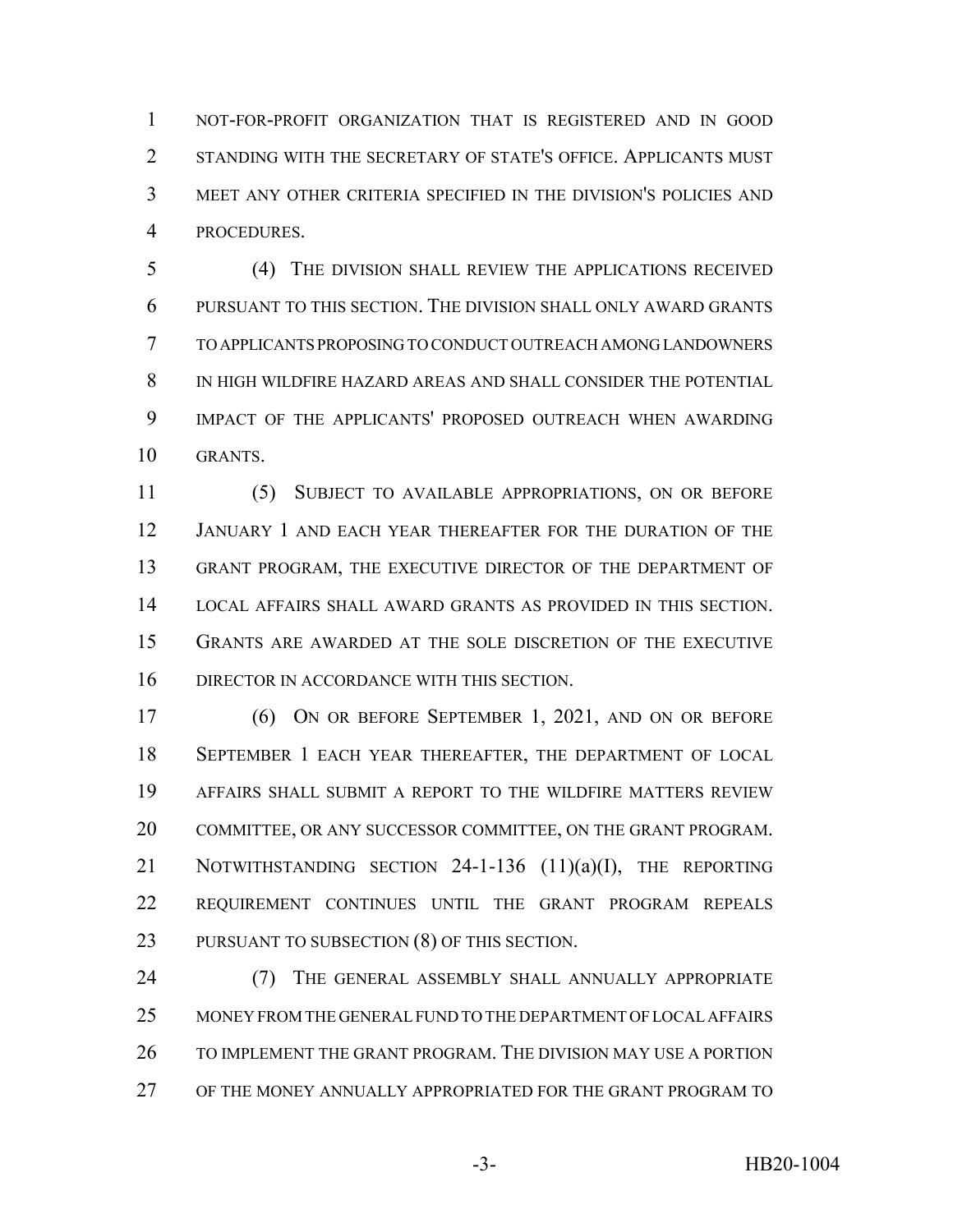NOT-FOR-PROFIT ORGANIZATION THAT IS REGISTERED AND IN GOOD STANDING WITH THE SECRETARY OF STATE'S OFFICE. APPLICANTS MUST MEET ANY OTHER CRITERIA SPECIFIED IN THE DIVISION'S POLICIES AND PROCEDURES.

(4) THE DIVISION SHALL REVIEW THE APPLICATIONS RECEIVED PURSUANT TO THIS SECTION. THE DIVISION SHALL ONLY AWARD GRANTS TO APPLICANTS PROPOSING TO CONDUCT OUTREACH AMONG LANDOWNERS IN HIGH WILDFIRE HAZARD AREAS AND SHALL CONSIDER THE POTENTIAL IMPACT OF THE APPLICANTS' PROPOSED OUTREACH WHEN AWARDING GRANTS.

(5) SUBJECT TO AVAILABLE APPROPRIATIONS, ON OR BEFORE JANUARY 1 AND EACH YEAR THEREAFTER FOR THE DURATION OF THE GRANT PROGRAM, THE EXECUTIVE DIRECTOR OF THE DEPARTMENT OF LOCAL AFFAIRS SHALL AWARD GRANTS AS PROVIDED IN THIS SECTION. GRANTS ARE AWARDED AT THE SOLE DISCRETION OF THE EXECUTIVE DIRECTOR IN ACCORDANCE WITH THIS SECTION.

(6) ON OR BEFORE SEPTEMBER 1, 2021, AND ON OR BEFORE SEPTEMBER 1 EACH YEAR THEREAFTER, THE DEPARTMENT OF LOCAL AFFAIRS SHALL SUBMIT A REPORT TO THE WILDFIRE MATTERS REVIEW COMMITTEE, OR ANY SUCCESSOR COMMITTEE, ON THE GRANT PROGRAM. NOTWITHSTANDING SECTION 24-1-136 (11)(a)(I), THE REPORTING REQUIREMENT CONTINUES UNTIL THE GRANT PROGRAM REPEALS PURSUANT TO SUBSECTION (8) OF THIS SECTION.

(7) THE GENERAL ASSEMBLY SHALL ANNUALLY APPROPRIATE MONEY FROM THE GENERAL FUND TO THE DEPARTMENT OF LOCAL AFFAIRS TO IMPLEMENT THE GRANT PROGRAM. THE DIVISION MAY USE A PORTION OF THE MONEY ANNUALLY APPROPRIATED FOR THE GRANT PROGRAM TO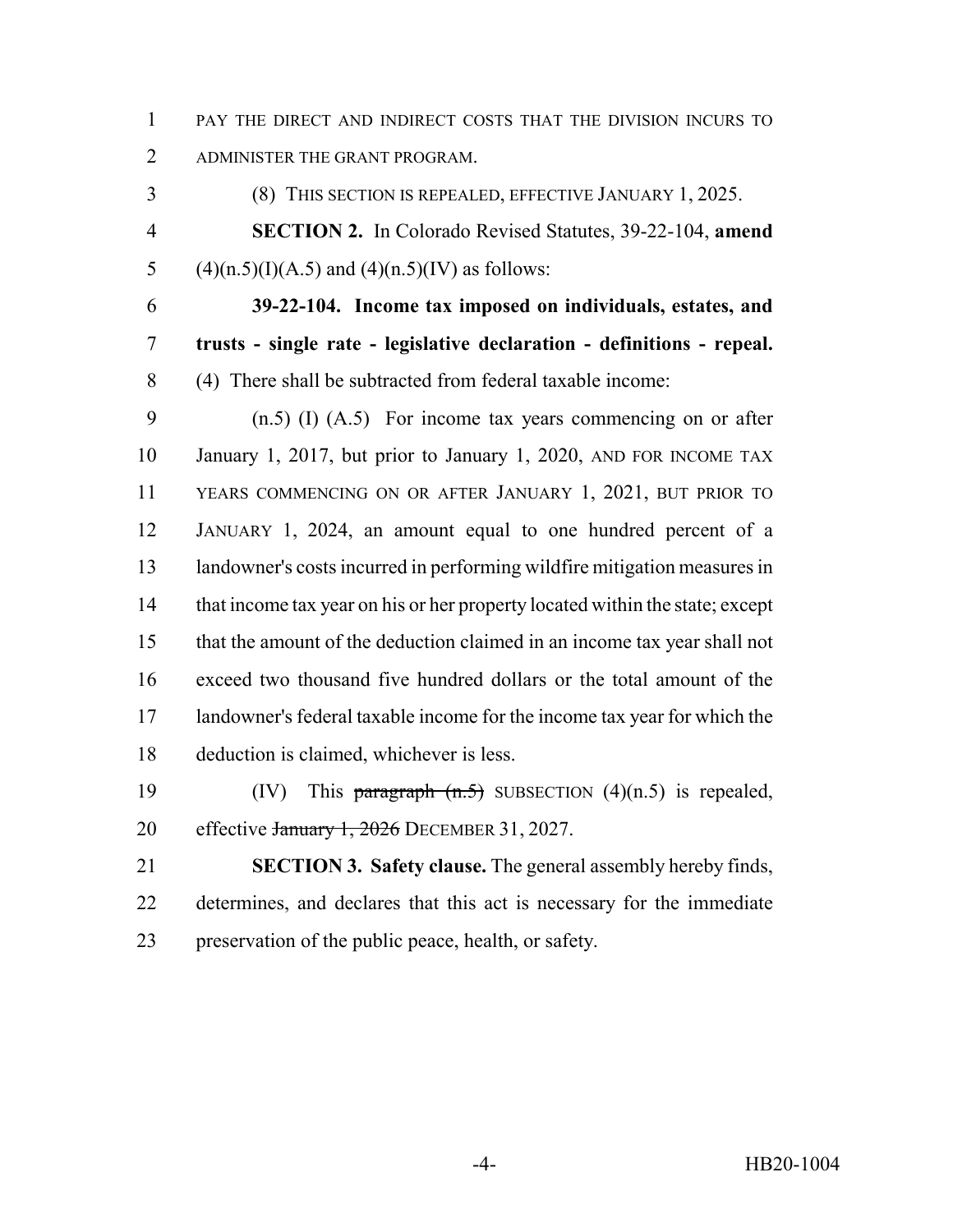PAY THE DIRECT AND INDIRECT COSTS THAT THE DIVISION INCURS TO ADMINISTER THE GRANT PROGRAM.

(8) THIS SECTION IS REPEALED, EFFECTIVE JANUARY 1, 2025.

**SECTION 2.** In Colorado Revised Statutes, 39-22-104, **amend** (4)(n.5)(I)(A.5) and (4)(n.5)(IV) as follows:

**39-22-104. Income tax imposed on individuals, estates, and trusts - single rate - legislative declaration - definitions - repeal.** (4) There shall be subtracted from federal taxable income:

(n.5) (I) (A.5) For income tax years commencing on or after January 1, 2017, but prior to January 1, 2020, AND FOR INCOME TAX YEARS COMMENCING ON OR AFTER JANUARY 1, 2021, BUT PRIOR TO JANUARY 1, 2024, an amount equal to one hundred percent of a landowner's costs incurred in performing wildfire mitigation measures in that income tax year on his or her property located within the state; except that the amount of the deduction claimed in an income tax year shall not exceed two thousand five hundred dollars or the total amount of the landowner's federal taxable income for the income tax year for which the deduction is claimed, whichever is less.

(IV) This ~~paragraph (n.5)~~ SUBSECTION (4)(n.5) is repealed, effective ~~January 1, 2026~~ DECEMBER 31, 2027.

**SECTION 3. Safety clause.** The general assembly hereby finds, determines, and declares that this act is necessary for the immediate preservation of the public peace, health, or safety.